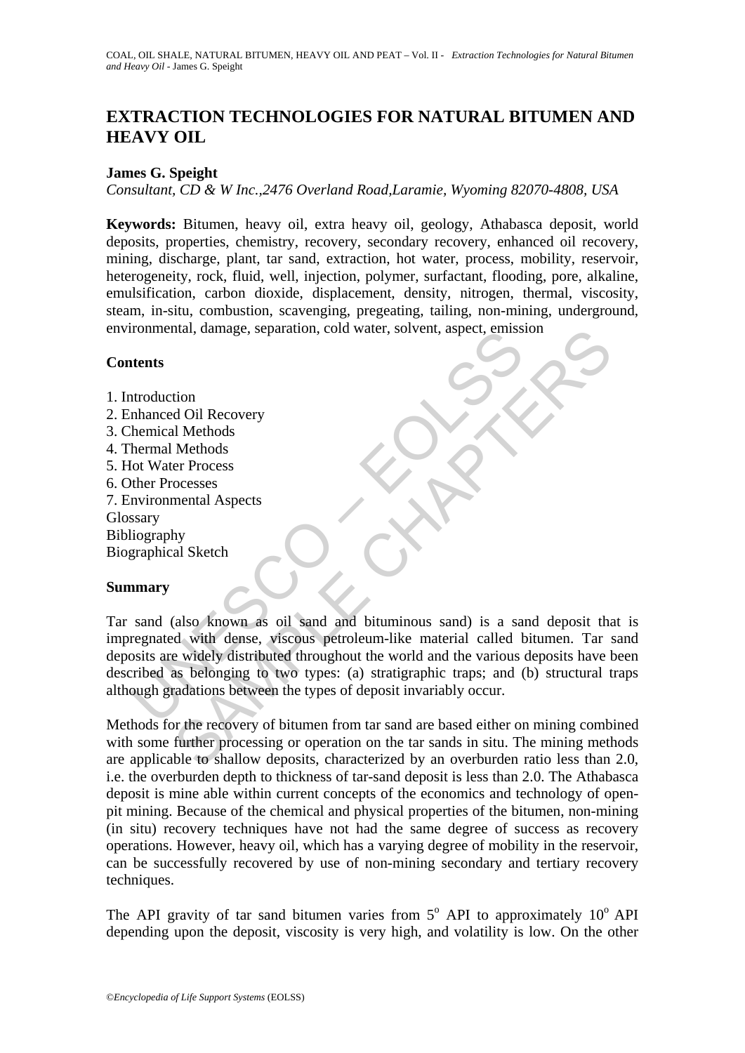# EXTRACTION TECHNOLOGIES FOR NATURAL BITUMEN AND HEAVY OIL

**James G. Speight**

*Consultant, CD & W Inc.,2476 Overland Road,Laramie, Wyoming 82070-4808, USA*

**Keywords:** Bitumen, heavy oil, extra heavy oil, geology, Athabasca deposit, world deposits, properties, chemistry, recovery, secondary recovery, enhanced oil recovery, mining, discharge, plant, tar sand, extraction, hot water, process, mobility, reservoir, heterogeneity, rock, fluid, well, injection, polymer, surfactant, flooding, pore, alkaline, emulsification, carbon dioxide, displacement, density, nitrogen, thermal, viscosity, steam, in-situ, combustion, scavenging, pregeating, tailing, non-mining, underground, environmental, damage, separation, cold water, solvent, aspect, emission

## Contents

1. Introduction
2. Enhanced Oil Recovery
3. Chemical Methods
4. Thermal Methods
5. Hot Water Process
6. Other Processes
7. Environmental Aspects

Glossary
Bibliography
Biographical Sketch

## Summary

Tar sand (also known as oil sand and bituminous sand) is a sand deposit that is impregnated with dense, viscous petroleum-like material called bitumen. Tar sand deposits are widely distributed throughout the world and the various deposits have been described as belonging to two types: (a) stratigraphic traps; and (b) structural traps although gradations between the types of deposit invariably occur.

Methods for the recovery of bitumen from tar sand are based either on mining combined with some further processing or operation on the tar sands in situ. The mining methods are applicable to shallow deposits, characterized by an overburden ratio less than 2.0, i.e. the overburden depth to thickness of tar-sand deposit is less than 2.0. The Athabasca deposit is mine able within current concepts of the economics and technology of open-pit mining. Because of the chemical and physical properties of the bitumen, non-mining (in situ) recovery techniques have not had the same degree of success as recovery operations. However, heavy oil, which has a varying degree of mobility in the reservoir, can be successfully recovered by use of non-mining secondary and tertiary recovery techniques.

The API gravity of tar sand bitumen varies from $5^{o}$ API to approximately $10^{o}$ API depending upon the deposit, viscosity is very high, and volatility is low. On the other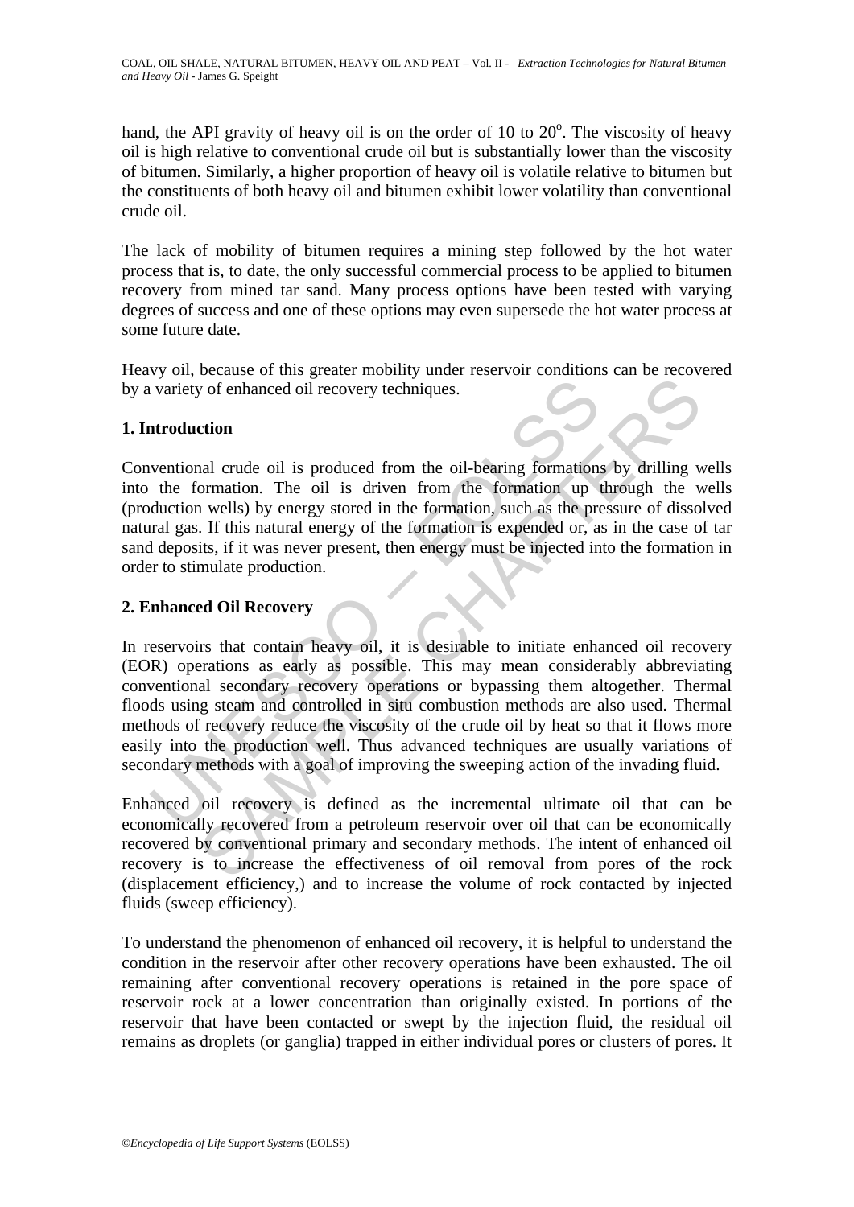hand, the API gravity of heavy oil is on the order of 10 to 20°. The viscosity of heavy oil is high relative to conventional crude oil but is substantially lower than the viscosity of bitumen. Similarly, a higher proportion of heavy oil is volatile relative to bitumen but the constituents of both heavy oil and bitumen exhibit lower volatility than conventional crude oil.

The lack of mobility of bitumen requires a mining step followed by the hot water process that is, to date, the only successful commercial process to be applied to bitumen recovery from mined tar sand. Many process options have been tested with varying degrees of success and one of these options may even supersede the hot water process at some future date.

Heavy oil, because of this greater mobility under reservoir conditions can be recovered by a variety of enhanced oil recovery techniques.

## 1. Introduction

Conventional crude oil is produced from the oil-bearing formations by drilling wells into the formation. The oil is driven from the formation up through the wells (production wells) by energy stored in the formation, such as the pressure of dissolved natural gas. If this natural energy of the formation is expended or, as in the case of tar sand deposits, if it was never present, then energy must be injected into the formation in order to stimulate production.

## 2. Enhanced Oil Recovery

In reservoirs that contain heavy oil, it is desirable to initiate enhanced oil recovery (EOR) operations as early as possible. This may mean considerably abbreviating conventional secondary recovery operations or bypassing them altogether. Thermal floods using steam and controlled in situ combustion methods are also used. Thermal methods of recovery reduce the viscosity of the crude oil by heat so that it flows more easily into the production well. Thus advanced techniques are usually variations of secondary methods with a goal of improving the sweeping action of the invading fluid.

Enhanced oil recovery is defined as the incremental ultimate oil that can be economically recovered from a petroleum reservoir over oil that can be economically recovered by conventional primary and secondary methods. The intent of enhanced oil recovery is to increase the effectiveness of oil removal from pores of the rock (displacement efficiency,) and to increase the volume of rock contacted by injected fluids (sweep efficiency).

To understand the phenomenon of enhanced oil recovery, it is helpful to understand the condition in the reservoir after other recovery operations have been exhausted. The oil remaining after conventional recovery operations is retained in the pore space of reservoir rock at a lower concentration than originally existed. In portions of the reservoir that have been contacted or swept by the injection fluid, the residual oil remains as droplets (or ganglia) trapped in either individual pores or clusters of pores. It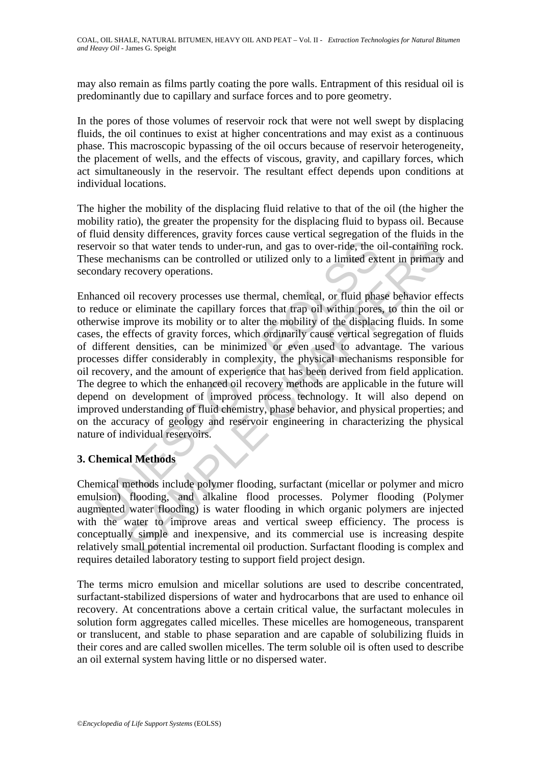may also remain as films partly coating the pore walls. Entrapment of this residual oil is predominantly due to capillary and surface forces and to pore geometry.

In the pores of those volumes of reservoir rock that were not well swept by displacing fluids, the oil continues to exist at higher concentrations and may exist as a continuous phase. This macroscopic bypassing of the oil occurs because of reservoir heterogeneity, the placement of wells, and the effects of viscous, gravity, and capillary forces, which act simultaneously in the reservoir. The resultant effect depends upon conditions at individual locations.

The higher the mobility of the displacing fluid relative to that of the oil (the higher the mobility ratio), the greater the propensity for the displacing fluid to bypass oil. Because of fluid density differences, gravity forces cause vertical segregation of the fluids in the reservoir so that water tends to under-run, and gas to over-ride, the oil-containing rock. These mechanisms can be controlled or utilized only to a limited extent in primary and secondary recovery operations.

Enhanced oil recovery processes use thermal, chemical, or fluid phase behavior effects to reduce or eliminate the capillary forces that trap oil within pores, to thin the oil or otherwise improve its mobility or to alter the mobility of the displacing fluids. In some cases, the effects of gravity forces, which ordinarily cause vertical segregation of fluids of different densities, can be minimized or even used to advantage. The various processes differ considerably in complexity, the physical mechanisms responsible for oil recovery, and the amount of experience that has been derived from field application. The degree to which the enhanced oil recovery methods are applicable in the future will depend on development of improved process technology. It will also depend on improved understanding of fluid chemistry, phase behavior, and physical properties; and on the accuracy of geology and reservoir engineering in characterizing the physical nature of individual reservoirs.

## 3. Chemical Methods

Chemical methods include polymer flooding, surfactant (micellar or polymer and micro emulsion) flooding, and alkaline flood processes. Polymer flooding (Polymer augmented water flooding) is water flooding in which organic polymers are injected with the water to improve areas and vertical sweep efficiency. The process is conceptually simple and inexpensive, and its commercial use is increasing despite relatively small potential incremental oil production. Surfactant flooding is complex and requires detailed laboratory testing to support field project design.

The terms micro emulsion and micellar solutions are used to describe concentrated, surfactant-stabilized dispersions of water and hydrocarbons that are used to enhance oil recovery. At concentrations above a certain critical value, the surfactant molecules in solution form aggregates called micelles. These micelles are homogeneous, transparent or translucent, and stable to phase separation and are capable of solubilizing fluids in their cores and are called swollen micelles. The term soluble oil is often used to describe an oil external system having little or no dispersed water.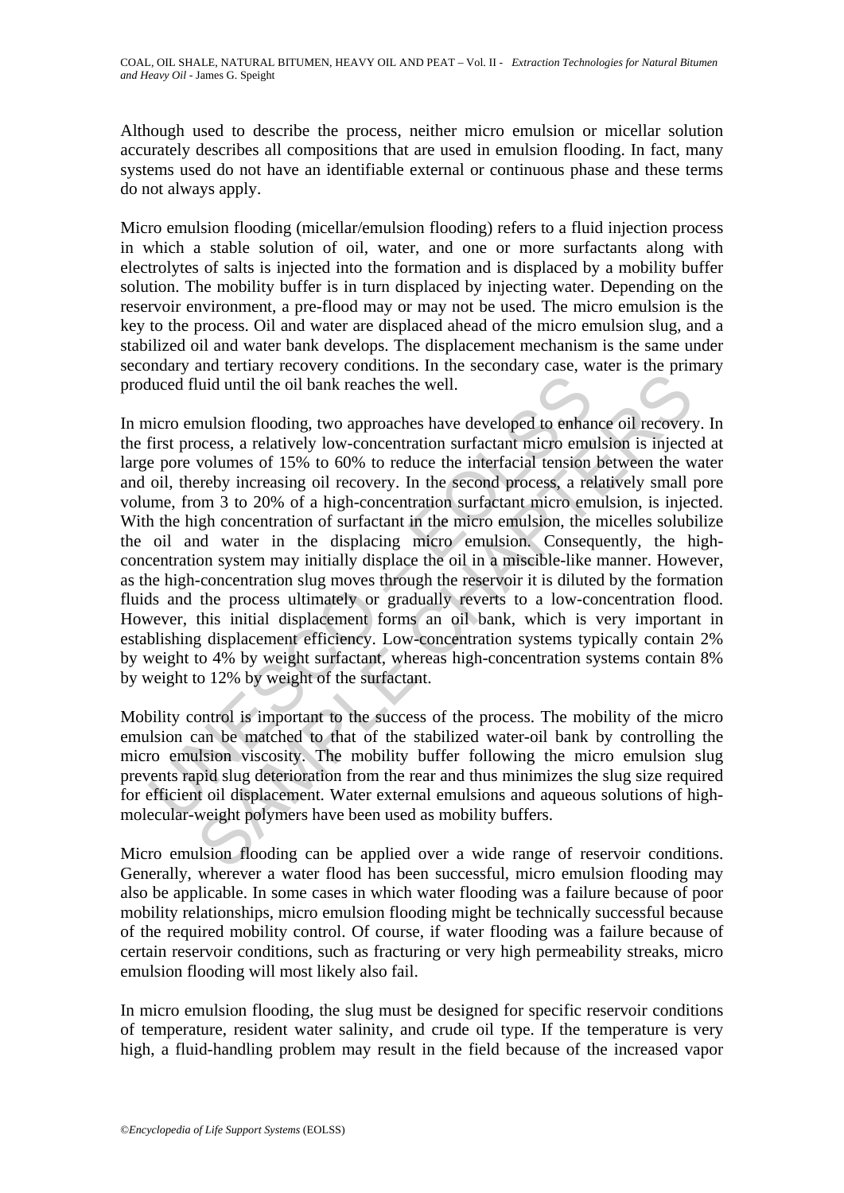Although used to describe the process, neither micro emulsion or micellar solution accurately describes all compositions that are used in emulsion flooding. In fact, many systems used do not have an identifiable external or continuous phase and these terms do not always apply.

Micro emulsion flooding (micellar/emulsion flooding) refers to a fluid injection process in which a stable solution of oil, water, and one or more surfactants along with electrolytes of salts is injected into the formation and is displaced by a mobility buffer solution. The mobility buffer is in turn displaced by injecting water. Depending on the reservoir environment, a pre-flood may or may not be used. The micro emulsion is the key to the process. Oil and water are displaced ahead of the micro emulsion slug, and a stabilized oil and water bank develops. The displacement mechanism is the same under secondary and tertiary recovery conditions. In the secondary case, water is the primary produced fluid until the oil bank reaches the well.

In micro emulsion flooding, two approaches have developed to enhance oil recovery. In the first process, a relatively low-concentration surfactant micro emulsion is injected at large pore volumes of 15% to 60% to reduce the interfacial tension between the water and oil, thereby increasing oil recovery. In the second process, a relatively small pore volume, from 3 to 20% of a high-concentration surfactant micro emulsion, is injected. With the high concentration of surfactant in the micro emulsion, the micelles solubilize the oil and water in the displacing micro emulsion. Consequently, the high-concentration system may initially displace the oil in a miscible-like manner. However, as the high-concentration slug moves through the reservoir it is diluted by the formation fluids and the process ultimately or gradually reverts to a low-concentration flood. However, this initial displacement forms an oil bank, which is very important in establishing displacement efficiency. Low-concentration systems typically contain 2% by weight to 4% by weight surfactant, whereas high-concentration systems contain 8% by weight to 12% by weight of the surfactant.

Mobility control is important to the success of the process. The mobility of the micro emulsion can be matched to that of the stabilized water-oil bank by controlling the micro emulsion viscosity. The mobility buffer following the micro emulsion slug prevents rapid slug deterioration from the rear and thus minimizes the slug size required for efficient oil displacement. Water external emulsions and aqueous solutions of high-molecular-weight polymers have been used as mobility buffers.

Micro emulsion flooding can be applied over a wide range of reservoir conditions. Generally, wherever a water flood has been successful, micro emulsion flooding may also be applicable. In some cases in which water flooding was a failure because of poor mobility relationships, micro emulsion flooding might be technically successful because of the required mobility control. Of course, if water flooding was a failure because of certain reservoir conditions, such as fracturing or very high permeability streaks, micro emulsion flooding will most likely also fail.

In micro emulsion flooding, the slug must be designed for specific reservoir conditions of temperature, resident water salinity, and crude oil type. If the temperature is very high, a fluid-handling problem may result in the field because of the increased vapor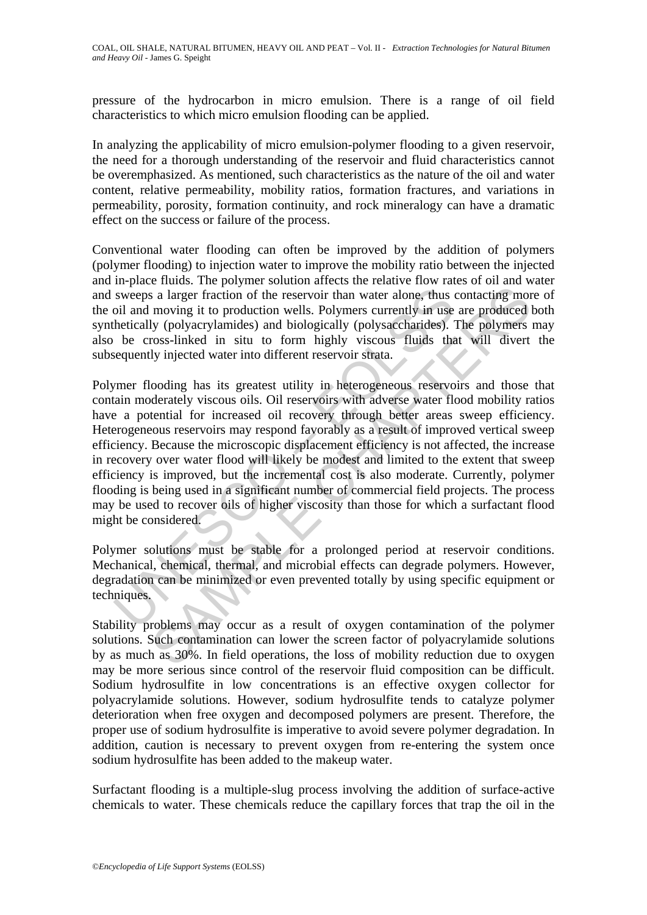pressure of the hydrocarbon in micro emulsion. There is a range of oil field characteristics to which micro emulsion flooding can be applied.

In analyzing the applicability of micro emulsion-polymer flooding to a given reservoir, the need for a thorough understanding of the reservoir and fluid characteristics cannot be overemphasized. As mentioned, such characteristics as the nature of the oil and water content, relative permeability, mobility ratios, formation fractures, and variations in permeability, porosity, formation continuity, and rock mineralogy can have a dramatic effect on the success or failure of the process.

Conventional water flooding can often be improved by the addition of polymers (polymer flooding) to injection water to improve the mobility ratio between the injected and in-place fluids. The polymer solution affects the relative flow rates of oil and water and sweeps a larger fraction of the reservoir than water alone, thus contacting more of the oil and moving it to production wells. Polymers currently in use are produced both synthetically (polyacrylamides) and biologically (polysaccharides). The polymers may also be cross-linked in situ to form highly viscous fluids that will divert the subsequently injected water into different reservoir strata.

Polymer flooding has its greatest utility in heterogeneous reservoirs and those that contain moderately viscous oils. Oil reservoirs with adverse water flood mobility ratios have a potential for increased oil recovery through better areas sweep efficiency. Heterogeneous reservoirs may respond favorably as a result of improved vertical sweep efficiency. Because the microscopic displacement efficiency is not affected, the increase in recovery over water flood will likely be modest and limited to the extent that sweep efficiency is improved, but the incremental cost is also moderate. Currently, polymer flooding is being used in a significant number of commercial field projects. The process may be used to recover oils of higher viscosity than those for which a surfactant flood might be considered.

Polymer solutions must be stable for a prolonged period at reservoir conditions. Mechanical, chemical, thermal, and microbial effects can degrade polymers. However, degradation can be minimized or even prevented totally by using specific equipment or techniques.

Stability problems may occur as a result of oxygen contamination of the polymer solutions. Such contamination can lower the screen factor of polyacrylamide solutions by as much as 30%. In field operations, the loss of mobility reduction due to oxygen may be more serious since control of the reservoir fluid composition can be difficult. Sodium hydrosulfite in low concentrations is an effective oxygen collector for polyacrylamide solutions. However, sodium hydrosulfite tends to catalyze polymer deterioration when free oxygen and decomposed polymers are present. Therefore, the proper use of sodium hydrosulfite is imperative to avoid severe polymer degradation. In addition, caution is necessary to prevent oxygen from re-entering the system once sodium hydrosulfite has been added to the makeup water.

Surfactant flooding is a multiple-slug process involving the addition of surface-active chemicals to water. These chemicals reduce the capillary forces that trap the oil in the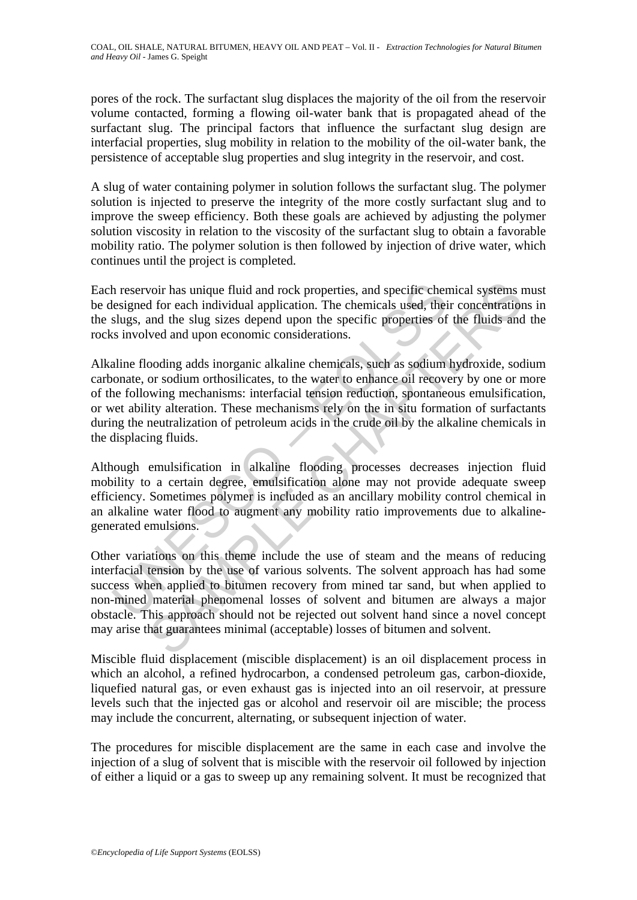pores of the rock. The surfactant slug displaces the majority of the oil from the reservoir volume contacted, forming a flowing oil-water bank that is propagated ahead of the surfactant slug. The principal factors that influence the surfactant slug design are interfacial properties, slug mobility in relation to the mobility of the oil-water bank, the persistence of acceptable slug properties and slug integrity in the reservoir, and cost.

A slug of water containing polymer in solution follows the surfactant slug. The polymer solution is injected to preserve the integrity of the more costly surfactant slug and to improve the sweep efficiency. Both these goals are achieved by adjusting the polymer solution viscosity in relation to the viscosity of the surfactant slug to obtain a favorable mobility ratio. The polymer solution is then followed by injection of drive water, which continues until the project is completed.

Each reservoir has unique fluid and rock properties, and specific chemical systems must be designed for each individual application. The chemicals used, their concentrations in the slugs, and the slug sizes depend upon the specific properties of the fluids and the rocks involved and upon economic considerations.

Alkaline flooding adds inorganic alkaline chemicals, such as sodium hydroxide, sodium carbonate, or sodium orthosilicates, to the water to enhance oil recovery by one or more of the following mechanisms: interfacial tension reduction, spontaneous emulsification, or wet ability alteration. These mechanisms rely on the in situ formation of surfactants during the neutralization of petroleum acids in the crude oil by the alkaline chemicals in the displacing fluids.

Although emulsification in alkaline flooding processes decreases injection fluid mobility to a certain degree, emulsification alone may not provide adequate sweep efficiency. Sometimes polymer is included as an ancillary mobility control chemical in an alkaline water flood to augment any mobility ratio improvements due to alkaline-generated emulsions.

Other variations on this theme include the use of steam and the means of reducing interfacial tension by the use of various solvents. The solvent approach has had some success when applied to bitumen recovery from mined tar sand, but when applied to non-mined material phenomenal losses of solvent and bitumen are always a major obstacle. This approach should not be rejected out solvent hand since a novel concept may arise that guarantees minimal (acceptable) losses of bitumen and solvent.

Miscible fluid displacement (miscible displacement) is an oil displacement process in which an alcohol, a refined hydrocarbon, a condensed petroleum gas, carbon-dioxide, liquefied natural gas, or even exhaust gas is injected into an oil reservoir, at pressure levels such that the injected gas or alcohol and reservoir oil are miscible; the process may include the concurrent, alternating, or subsequent injection of water.

The procedures for miscible displacement are the same in each case and involve the injection of a slug of solvent that is miscible with the reservoir oil followed by injection of either a liquid or a gas to sweep up any remaining solvent. It must be recognized that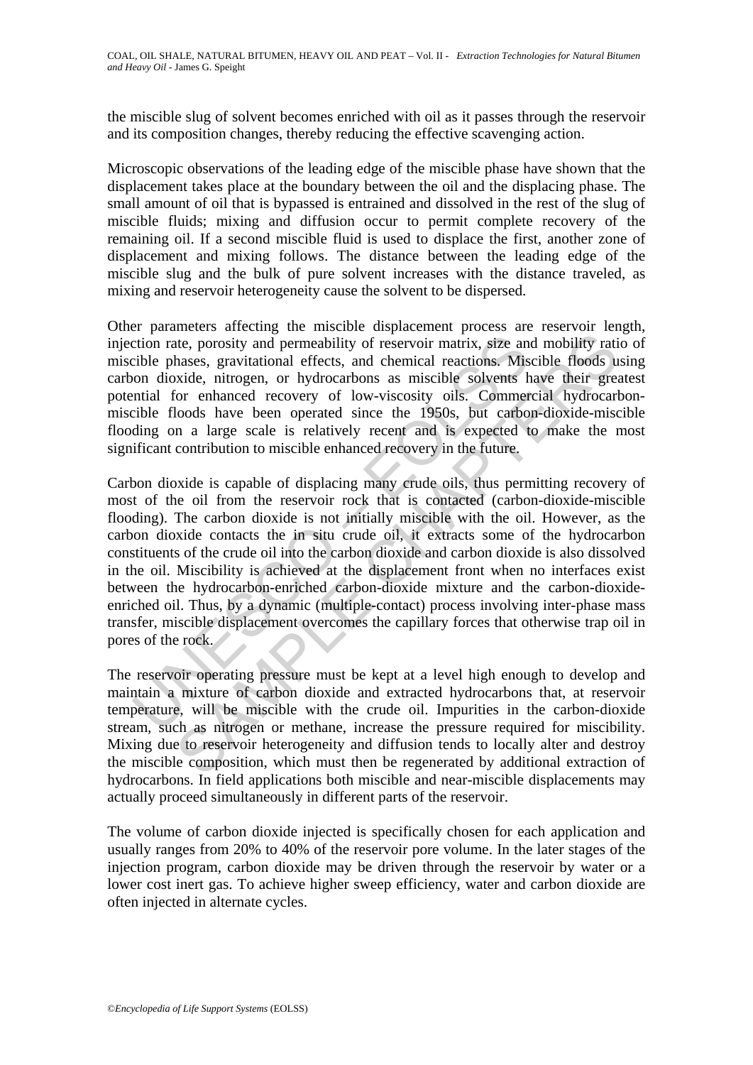the miscible slug of solvent becomes enriched with oil as it passes through the reservoir and its composition changes, thereby reducing the effective scavenging action.

Microscopic observations of the leading edge of the miscible phase have shown that the displacement takes place at the boundary between the oil and the displacing phase. The small amount of oil that is bypassed is entrained and dissolved in the rest of the slug of miscible fluids; mixing and diffusion occur to permit complete recovery of the remaining oil. If a second miscible fluid is used to displace the first, another zone of displacement and mixing follows. The distance between the leading edge of the miscible slug and the bulk of pure solvent increases with the distance traveled, as mixing and reservoir heterogeneity cause the solvent to be dispersed.

Other parameters affecting the miscible displacement process are reservoir length, injection rate, porosity and permeability of reservoir matrix, size and mobility ratio of miscible phases, gravitational effects, and chemical reactions. Miscible floods using carbon dioxide, nitrogen, or hydrocarbons as miscible solvents have their greatest potential for enhanced recovery of low-viscosity oils. Commercial hydrocarbon-miscible floods have been operated since the 1950s, but carbon-dioxide-miscible flooding on a large scale is relatively recent and is expected to make the most significant contribution to miscible enhanced recovery in the future.

Carbon dioxide is capable of displacing many crude oils, thus permitting recovery of most of the oil from the reservoir rock that is contacted (carbon-dioxide-miscible flooding). The carbon dioxide is not initially miscible with the oil. However, as the carbon dioxide contacts the in situ crude oil, it extracts some of the hydrocarbon constituents of the crude oil into the carbon dioxide and carbon dioxide is also dissolved in the oil. Miscibility is achieved at the displacement front when no interfaces exist between the hydrocarbon-enriched carbon-dioxide mixture and the carbon-dioxide-enriched oil. Thus, by a dynamic (multiple-contact) process involving inter-phase mass transfer, miscible displacement overcomes the capillary forces that otherwise trap oil in pores of the rock.

The reservoir operating pressure must be kept at a level high enough to develop and maintain a mixture of carbon dioxide and extracted hydrocarbons that, at reservoir temperature, will be miscible with the crude oil. Impurities in the carbon-dioxide stream, such as nitrogen or methane, increase the pressure required for miscibility. Mixing due to reservoir heterogeneity and diffusion tends to locally alter and destroy the miscible composition, which must then be regenerated by additional extraction of hydrocarbons. In field applications both miscible and near-miscible displacements may actually proceed simultaneously in different parts of the reservoir.

The volume of carbon dioxide injected is specifically chosen for each application and usually ranges from 20% to 40% of the reservoir pore volume. In the later stages of the injection program, carbon dioxide may be driven through the reservoir by water or a lower cost inert gas. To achieve higher sweep efficiency, water and carbon dioxide are often injected in alternate cycles.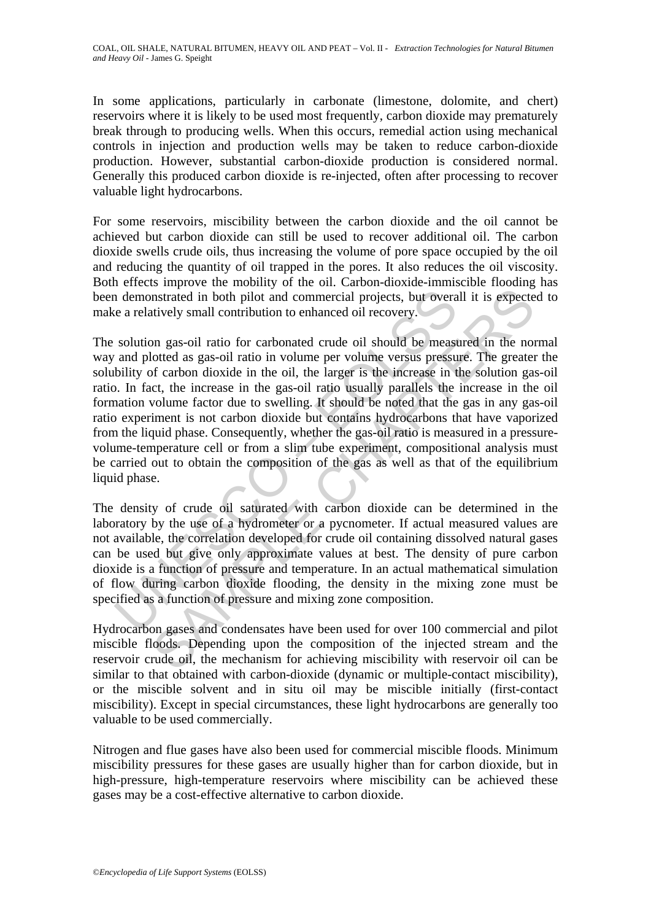In some applications, particularly in carbonate (limestone, dolomite, and chert) reservoirs where it is likely to be used most frequently, carbon dioxide may prematurely break through to producing wells. When this occurs, remedial action using mechanical controls in injection and production wells may be taken to reduce carbon-dioxide production. However, substantial carbon-dioxide production is considered normal. Generally this produced carbon dioxide is re-injected, often after processing to recover valuable light hydrocarbons.

For some reservoirs, miscibility between the carbon dioxide and the oil cannot be achieved but carbon dioxide can still be used to recover additional oil. The carbon dioxide swells crude oils, thus increasing the volume of pore space occupied by the oil and reducing the quantity of oil trapped in the pores. It also reduces the oil viscosity. Both effects improve the mobility of the oil. Carbon-dioxide-immiscible flooding has been demonstrated in both pilot and commercial projects, but overall it is expected to make a relatively small contribution to enhanced oil recovery.

The solution gas-oil ratio for carbonated crude oil should be measured in the normal way and plotted as gas-oil ratio in volume per volume versus pressure. The greater the solubility of carbon dioxide in the oil, the larger is the increase in the solution gas-oil ratio. In fact, the increase in the gas-oil ratio usually parallels the increase in the oil formation volume factor due to swelling. It should be noted that the gas in any gas-oil ratio experiment is not carbon dioxide but contains hydrocarbons that have vaporized from the liquid phase. Consequently, whether the gas-oil ratio is measured in a pressure-volume-temperature cell or from a slim tube experiment, compositional analysis must be carried out to obtain the composition of the gas as well as that of the equilibrium liquid phase.

The density of crude oil saturated with carbon dioxide can be determined in the laboratory by the use of a hydrometer or a pycnometer. If actual measured values are not available, the correlation developed for crude oil containing dissolved natural gases can be used but give only approximate values at best. The density of pure carbon dioxide is a function of pressure and temperature. In an actual mathematical simulation of flow during carbon dioxide flooding, the density in the mixing zone must be specified as a function of pressure and mixing zone composition.

Hydrocarbon gases and condensates have been used for over 100 commercial and pilot miscible floods. Depending upon the composition of the injected stream and the reservoir crude oil, the mechanism for achieving miscibility with reservoir oil can be similar to that obtained with carbon-dioxide (dynamic or multiple-contact miscibility), or the miscible solvent and in situ oil may be miscible initially (first-contact miscibility). Except in special circumstances, these light hydrocarbons are generally too valuable to be used commercially.

Nitrogen and flue gases have also been used for commercial miscible floods. Minimum miscibility pressures for these gases are usually higher than for carbon dioxide, but in high-pressure, high-temperature reservoirs where miscibility can be achieved these gases may be a cost-effective alternative to carbon dioxide.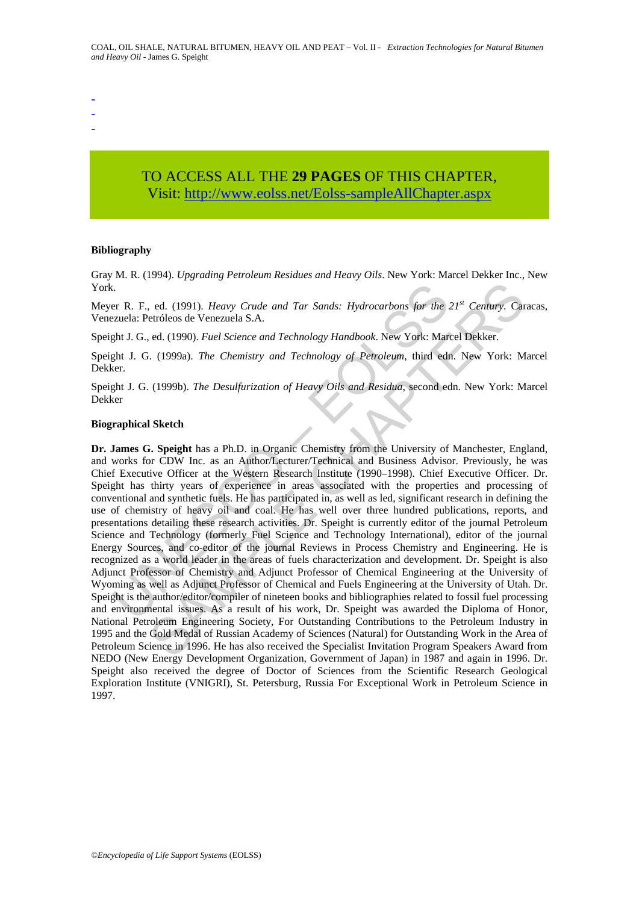-
-
-

TO ACCESS ALL THE **29 PAGES** OF THIS CHAPTER,
Visit: http://www.eolss.net/Eolss-sampleAllChapter.aspx

**Bibliography**

Gray M. R. (1994). *Upgrading Petroleum Residues and Heavy Oils*. New York: Marcel Dekker Inc., New York.

Meyer R. F., ed. (1991). *Heavy Crude and Tar Sands: Hydrocarbons for the 21$^{st}$ Century*. Caracas, Venezuela: Petróleos de Venezuela S.A.

Speight J. G., ed. (1990). *Fuel Science and Technology Handbook*. New York: Marcel Dekker.

Speight J. G. (1999a). *The Chemistry and Technology of Petroleum*, third edn. New York: Marcel Dekker.

Speight J. G. (1999b). *The Desulfurization of Heavy Oils and Residua*, second edn. New York: Marcel Dekker

**Biographical Sketch**

**Dr. James G. Speight** has a Ph.D. in Organic Chemistry from the University of Manchester, England, and works for CDW Inc. as an Author/Lecturer/Technical and Business Advisor. Previously, he was Chief Executive Officer at the Western Research Institute (1990–1998). Chief Executive Officer. Dr. Speight has thirty years of experience in areas associated with the properties and processing of conventional and synthetic fuels. He has participated in, as well as led, significant research in defining the use of chemistry of heavy oil and coal. He has well over three hundred publications, reports, and presentations detailing these research activities. Dr. Speight is currently editor of the journal Petroleum Science and Technology (formerly Fuel Science and Technology International), editor of the journal Energy Sources, and co-editor of the journal Reviews in Process Chemistry and Engineering. He is recognized as a world leader in the areas of fuels characterization and development. Dr. Speight is also Adjunct Professor of Chemistry and Adjunct Professor of Chemical Engineering at the University of Wyoming as well as Adjunct Professor of Chemical and Fuels Engineering at the University of Utah. Dr. Speight is the author/editor/compiler of nineteen books and bibliographies related to fossil fuel processing and environmental issues. As a result of his work, Dr. Speight was awarded the Diploma of Honor, National Petroleum Engineering Society, For Outstanding Contributions to the Petroleum Industry in 1995 and the Gold Medal of Russian Academy of Sciences (Natural) for Outstanding Work in the Area of Petroleum Science in 1996. He has also received the Specialist Invitation Program Speakers Award from NEDO (New Energy Development Organization, Government of Japan) in 1987 and again in 1996. Dr. Speight also received the degree of Doctor of Sciences from the Scientific Research Geological Exploration Institute (VNIGRI), St. Petersburg, Russia For Exceptional Work in Petroleum Science in 1997.